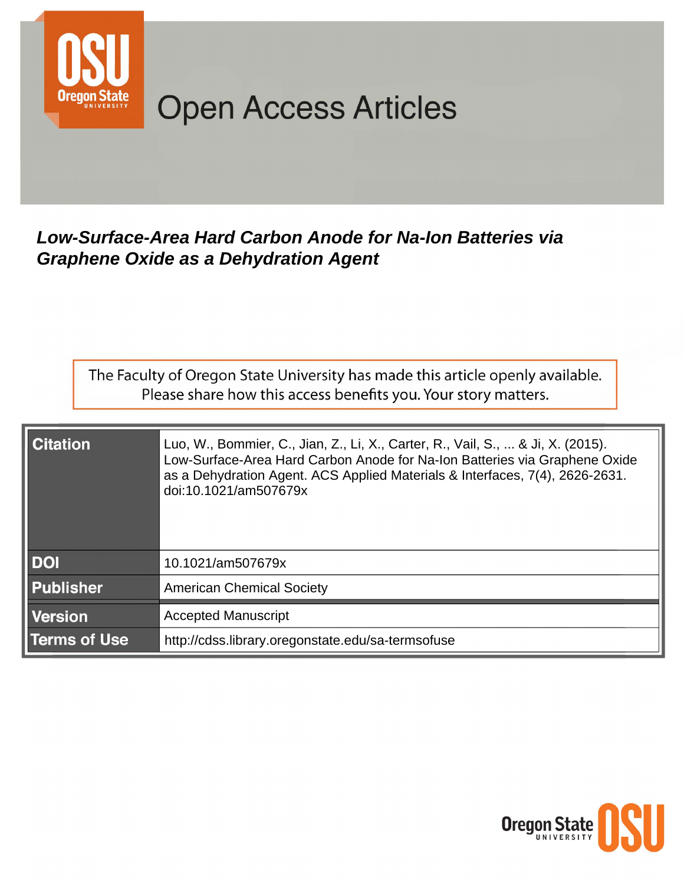# Open Access Articles

***Low-Surface-Area Hard Carbon Anode for Na-Ion Batteries via Graphene Oxide as a Dehydration Agent***

The Faculty of Oregon State University has made this article openly available. Please share how this access benefits you. Your story matters.

| | |
|---|---|
| **Citation** | Luo, W., Bommier, C., Jian, Z., Li, X., Carter, R., Vail, S., ... & Ji, X. (2015). Low-Surface-Area Hard Carbon Anode for Na-Ion Batteries via Graphene Oxide as a Dehydration Agent. ACS Applied Materials & Interfaces, 7(4), 2626-2631. doi:10.1021/am507679x |
| **DOI** | 10.1021/am507679x |
| **Publisher** | American Chemical Society |
| **Version** | Accepted Manuscript |
| **Terms of Use** | http://cdss.library.oregonstate.edu/sa-termsofuse |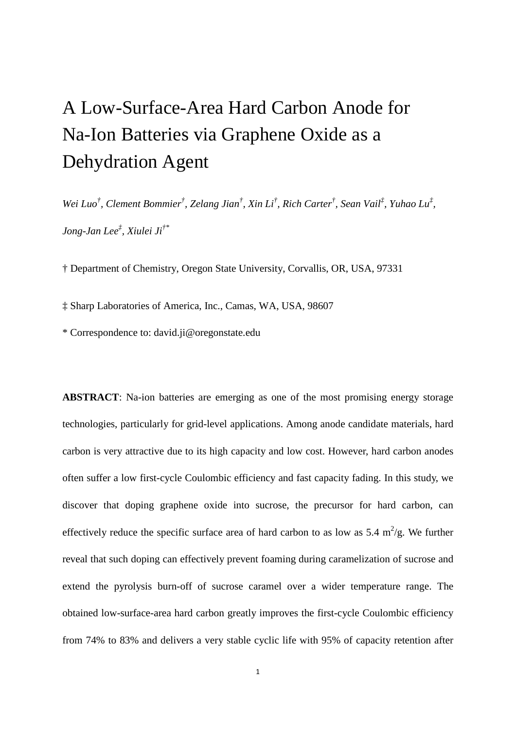# A Low-Surface-Area Hard Carbon Anode for Na-Ion Batteries via Graphene Oxide as a Dehydration Agent

*Wei Luo[†], Clement Bommier[†], Zelang Jian[†], Xin Li[†], Rich Carter[†], Sean Vail[‡], Yuhao Lu[‡], Jong-Jan Lee[‡], Xiulei Ji[†*]*

† Department of Chemistry, Oregon State University, Corvallis, OR, USA, 97331

‡ Sharp Laboratories of America, Inc., Camas, WA, USA, 98607

\* Correspondence to: david.ji@oregonstate.edu

**ABSTRACT**: Na-ion batteries are emerging as one of the most promising energy storage technologies, particularly for grid-level applications. Among anode candidate materials, hard carbon is very attractive due to its high capacity and low cost. However, hard carbon anodes often suffer a low first-cycle Coulombic efficiency and fast capacity fading. In this study, we discover that doping graphene oxide into sucrose, the precursor for hard carbon, can effectively reduce the specific surface area of hard carbon to as low as 5.4 $m^2/g$. We further reveal that such doping can effectively prevent foaming during caramelization of sucrose and extend the pyrolysis burn-off of sucrose caramel over a wider temperature range. The obtained low-surface-area hard carbon greatly improves the first-cycle Coulombic efficiency from 74% to 83% and delivers a very stable cyclic life with 95% of capacity retention after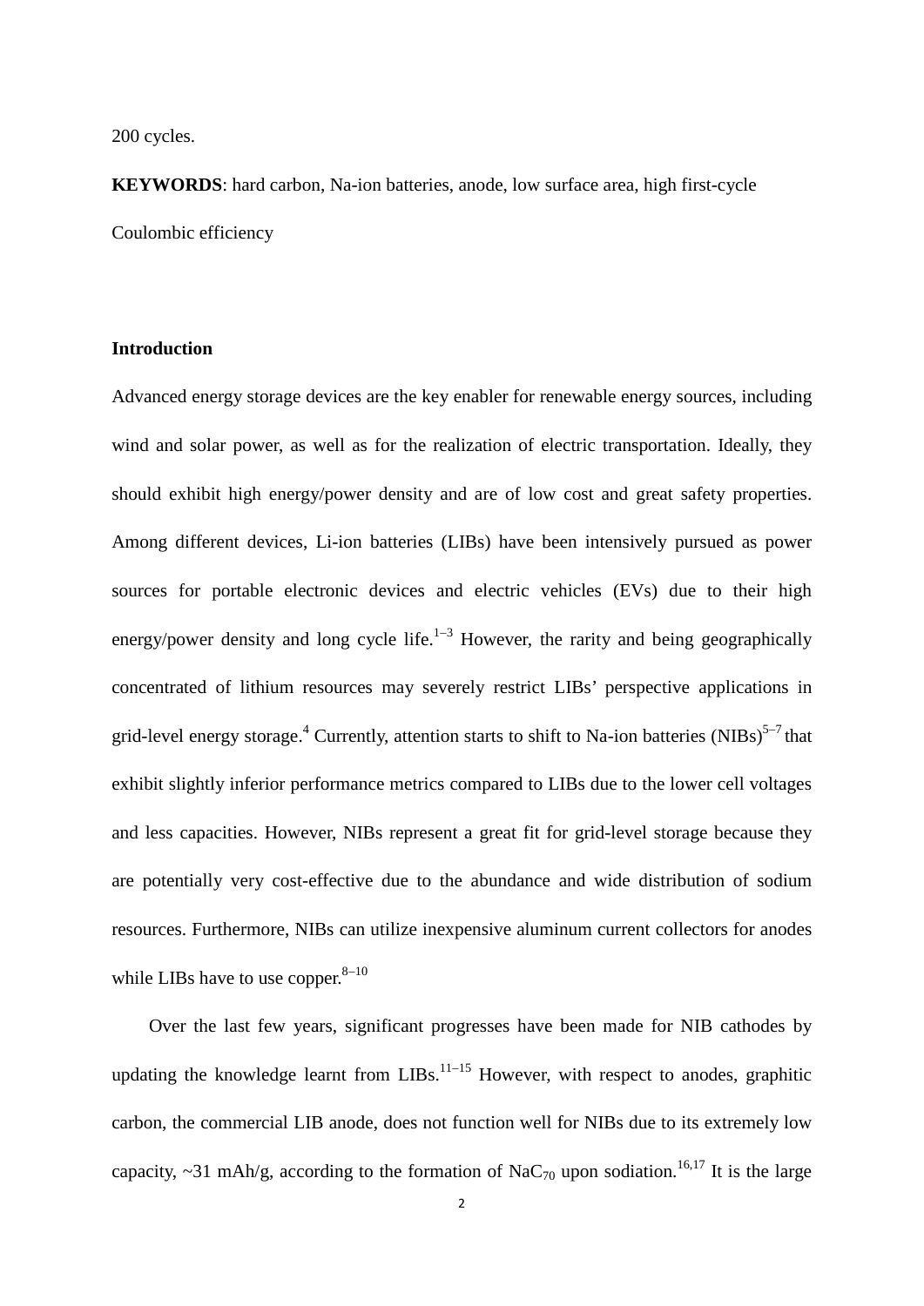200 cycles.

**KEYWORDS**: hard carbon, Na-ion batteries, anode, low surface area, high first-cycle Coulombic efficiency

## Introduction

Advanced energy storage devices are the key enabler for renewable energy sources, including wind and solar power, as well as for the realization of electric transportation. Ideally, they should exhibit high energy/power density and are of low cost and great safety properties. Among different devices, Li-ion batteries (LIBs) have been intensively pursued as power sources for portable electronic devices and electric vehicles (EVs) due to their high energy/power density and long cycle life.[1–3] However, the rarity and being geographically concentrated of lithium resources may severely restrict LIBs' perspective applications in grid-level energy storage.[4] Currently, attention starts to shift to Na-ion batteries (NIBs)[5–7] that exhibit slightly inferior performance metrics compared to LIBs due to the lower cell voltages and less capacities. However, NIBs represent a great fit for grid-level storage because they are potentially very cost-effective due to the abundance and wide distribution of sodium resources. Furthermore, NIBs can utilize inexpensive aluminum current collectors for anodes while LIBs have to use copper.[8–10]

Over the last few years, significant progresses have been made for NIB cathodes by updating the knowledge learnt from LIBs.[11–15] However, with respect to anodes, graphitic carbon, the commercial LIB anode, does not function well for NIBs due to its extremely low capacity, ~31 mAh/g, according to the formation of $NaC_{70}$ upon sodiation.[16,17] It is the large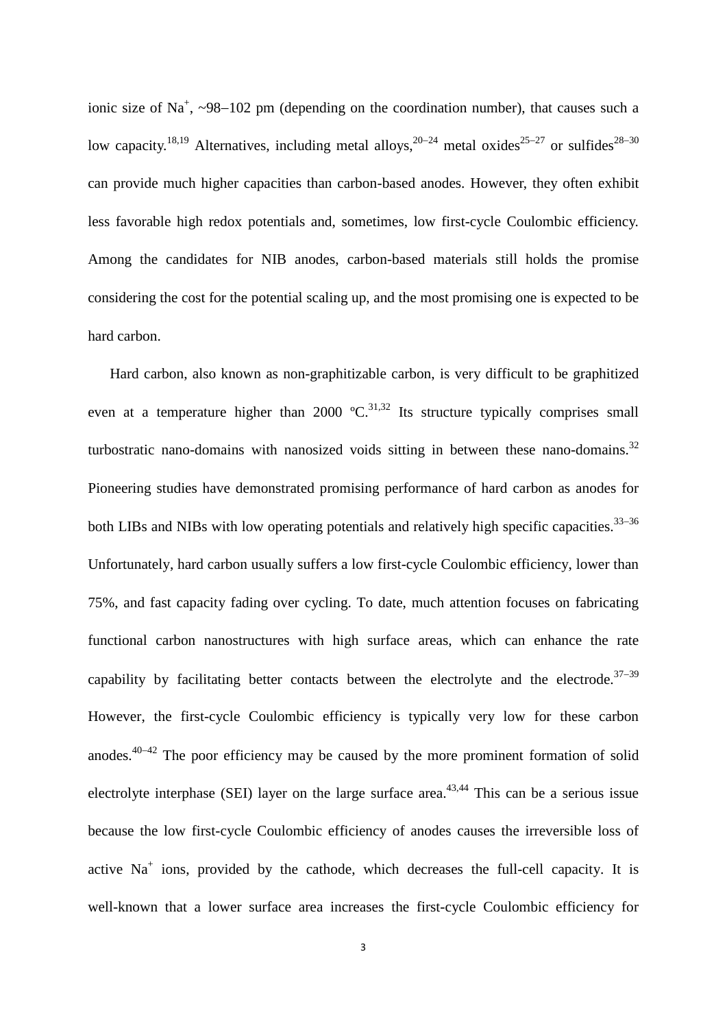ionic size of $Na^+$, ~98−102 pm (depending on the coordination number), that causes such a low capacity.[18,19] Alternatives, including metal alloys,[20−24] metal oxides[25−27] or sulfides[28−30] can provide much higher capacities than carbon-based anodes. However, they often exhibit less favorable high redox potentials and, sometimes, low first-cycle Coulombic efficiency. Among the candidates for NIB anodes, carbon-based materials still holds the promise considering the cost for the potential scaling up, and the most promising one is expected to be hard carbon.

Hard carbon, also known as non-graphitizable carbon, is very difficult to be graphitized even at a temperature higher than 2000 ºC.[31,32] Its structure typically comprises small turbostratic nano-domains with nanosized voids sitting in between these nano-domains.[32] Pioneering studies have demonstrated promising performance of hard carbon as anodes for both LIBs and NIBs with low operating potentials and relatively high specific capacities.[33−36] Unfortunately, hard carbon usually suffers a low first-cycle Coulombic efficiency, lower than 75%, and fast capacity fading over cycling. To date, much attention focuses on fabricating functional carbon nanostructures with high surface areas, which can enhance the rate capability by facilitating better contacts between the electrolyte and the electrode.[37−39] However, the first-cycle Coulombic efficiency is typically very low for these carbon anodes.[40−42] The poor efficiency may be caused by the more prominent formation of solid electrolyte interphase (SEI) layer on the large surface area.[43,44] This can be a serious issue because the low first-cycle Coulombic efficiency of anodes causes the irreversible loss of active $Na^+$ ions, provided by the cathode, which decreases the full-cell capacity. It is well-known that a lower surface area increases the first-cycle Coulombic efficiency for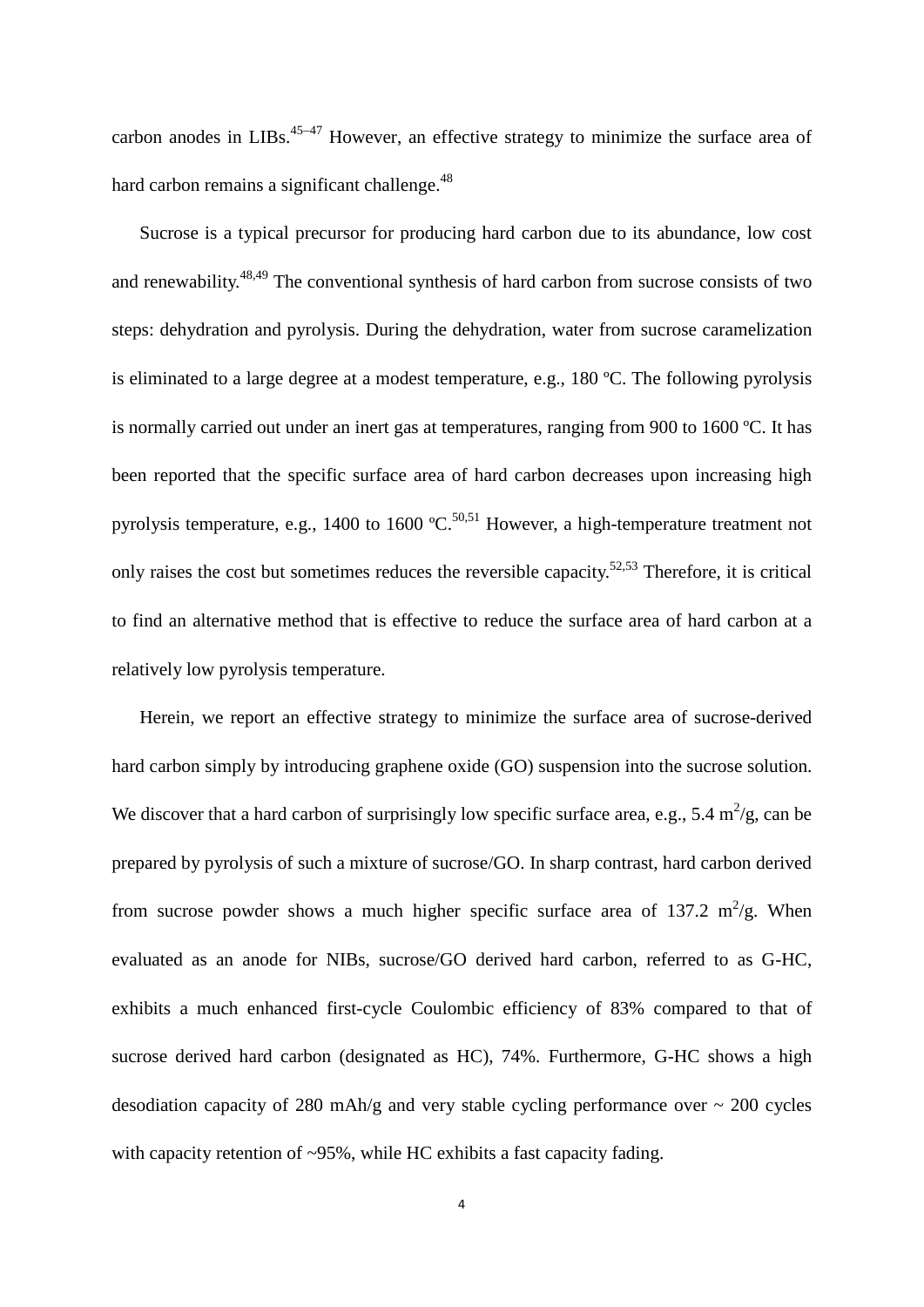carbon anodes in LIBs.[45–47] However, an effective strategy to minimize the surface area of hard carbon remains a significant challenge.[48]

Sucrose is a typical precursor for producing hard carbon due to its abundance, low cost and renewability.[48,49] The conventional synthesis of hard carbon from sucrose consists of two steps: dehydration and pyrolysis. During the dehydration, water from sucrose caramelization is eliminated to a large degree at a modest temperature, e.g., 180 ºC. The following pyrolysis is normally carried out under an inert gas at temperatures, ranging from 900 to 1600 ºC. It has been reported that the specific surface area of hard carbon decreases upon increasing high pyrolysis temperature, e.g., 1400 to 1600 ºC.[50,51] However, a high-temperature treatment not only raises the cost but sometimes reduces the reversible capacity.[52,53] Therefore, it is critical to find an alternative method that is effective to reduce the surface area of hard carbon at a relatively low pyrolysis temperature.

Herein, we report an effective strategy to minimize the surface area of sucrose-derived hard carbon simply by introducing graphene oxide (GO) suspension into the sucrose solution. We discover that a hard carbon of surprisingly low specific surface area, e.g., 5.4 $m^2/g$, can be prepared by pyrolysis of such a mixture of sucrose/GO. In sharp contrast, hard carbon derived from sucrose powder shows a much higher specific surface area of 137.2 $m^2/g$. When evaluated as an anode for NIBs, sucrose/GO derived hard carbon, referred to as G-HC, exhibits a much enhanced first-cycle Coulombic efficiency of 83% compared to that of sucrose derived hard carbon (designated as HC), 74%. Furthermore, G-HC shows a high desodiation capacity of 280 mAh/g and very stable cycling performance over ~ 200 cycles with capacity retention of ~95%, while HC exhibits a fast capacity fading.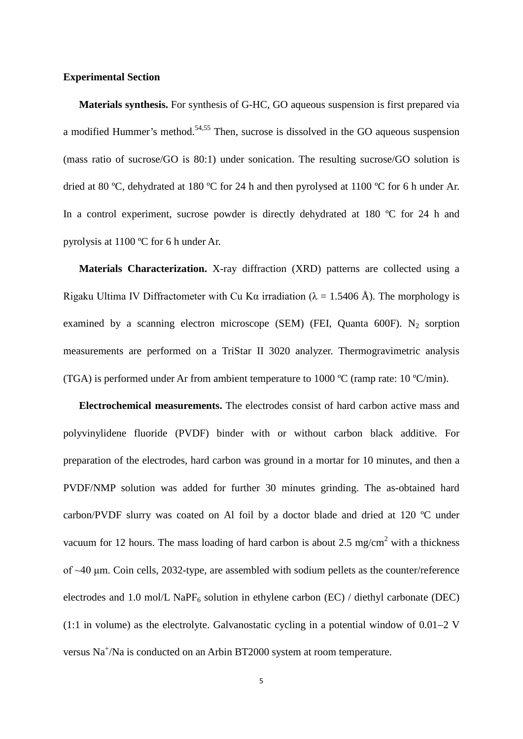## Experimental Section

**Materials synthesis.** For synthesis of G-HC, GO aqueous suspension is first prepared via a modified Hummer's method.[54,55] Then, sucrose is dissolved in the GO aqueous suspension (mass ratio of sucrose/GO is 80:1) under sonication. The resulting sucrose/GO solution is dried at 80 ºC, dehydrated at 180 ºC for 24 h and then pyrolysed at 1100 ºC for 6 h under Ar. In a control experiment, sucrose powder is directly dehydrated at 180 ºC for 24 h and pyrolysis at 1100 ºC for 6 h under Ar.

**Materials Characterization.** X-ray diffraction (XRD) patterns are collected using a Rigaku Ultima IV Diffractometer with Cu Kα irradiation ($\lambda$ = 1.5406 Å). The morphology is examined by a scanning electron microscope (SEM) (FEI, Quanta 600F). $N_2$ sorption measurements are performed on a TriStar II 3020 analyzer. Thermogravimetric analysis (TGA) is performed under Ar from ambient temperature to 1000 ºC (ramp rate: 10 ºC/min).

**Electrochemical measurements.** The electrodes consist of hard carbon active mass and polyvinylidene fluoride (PVDF) binder with or without carbon black additive. For preparation of the electrodes, hard carbon was ground in a mortar for 10 minutes, and then a PVDF/NMP solution was added for further 30 minutes grinding. The as-obtained hard carbon/PVDF slurry was coated on Al foil by a doctor blade and dried at 120 ºC under vacuum for 12 hours. The mass loading of hard carbon is about 2.5 mg/cm$^2$ with a thickness of ~40 μm. Coin cells, 2032-type, are assembled with sodium pellets as the counter/reference electrodes and 1.0 mol/L $NaPF_6$ solution in ethylene carbon (EC) / diethyl carbonate (DEC) (1:1 in volume) as the electrolyte. Galvanostatic cycling in a potential window of 0.01−2 V versus $Na^+$/Na is conducted on an Arbin BT2000 system at room temperature.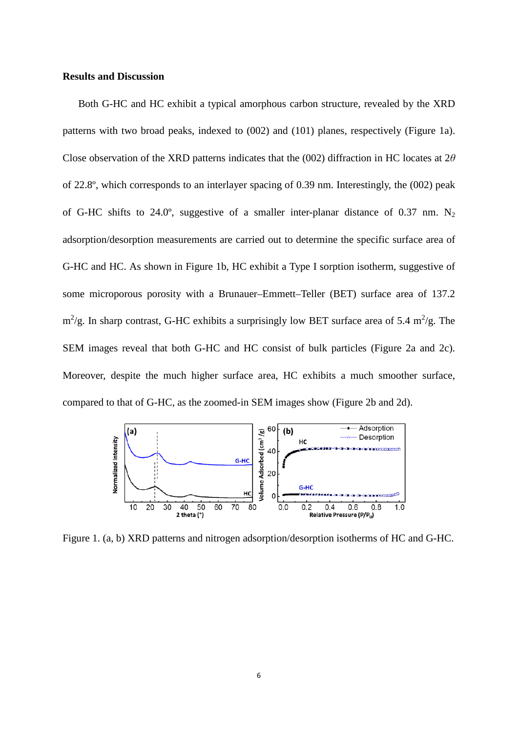## Results and Discussion

Both G-HC and HC exhibit a typical amorphous carbon structure, revealed by the XRD patterns with two broad peaks, indexed to (002) and (101) planes, respectively (Figure 1a). Close observation of the XRD patterns indicates that the (002) diffraction in HC locates at $2\theta$ of 22.8º, which corresponds to an interlayer spacing of 0.39 nm. Interestingly, the (002) peak of G-HC shifts to 24.0º, suggestive of a smaller inter-planar distance of 0.37 nm. $N_2$ adsorption/desorption measurements are carried out to determine the specific surface area of G-HC and HC. As shown in Figure 1b, HC exhibit a Type I sorption isotherm, suggestive of some microporous porosity with a Brunauer–Emmett–Teller (BET) surface area of 137.2 $m^2/g$. In sharp contrast, G-HC exhibits a surprisingly low BET surface area of 5.4 $m^2/g$. The SEM images reveal that both G-HC and HC consist of bulk particles (Figure 2a and 2c). Moreover, despite the much higher surface area, HC exhibits a much smoother surface, compared to that of G-HC, as the zoomed-in SEM images show (Figure 2b and 2d).

Figure 1. (a, b) XRD patterns and nitrogen adsorption/desorption isotherms of HC and G-HC.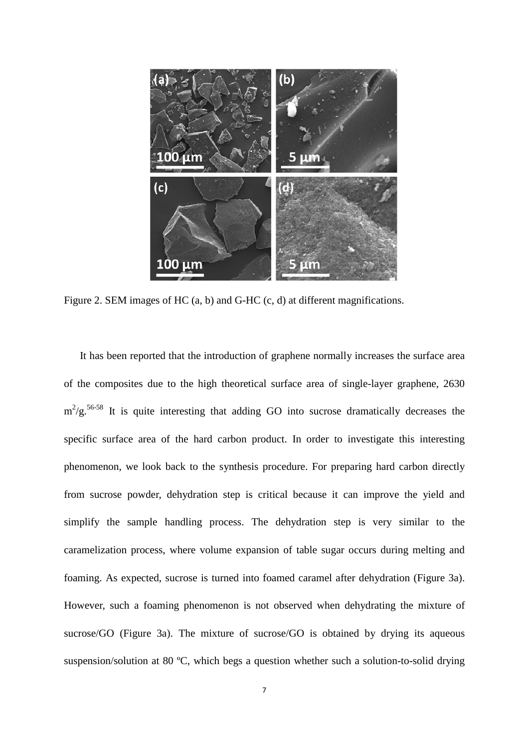Figure 2. SEM images of HC (a, b) and G-HC (c, d) at different magnifications.

It has been reported that the introduction of graphene normally increases the surface area of the composites due to the high theoretical surface area of single-layer graphene, 2630 $m^2/g$.[56-58] It is quite interesting that adding GO into sucrose dramatically decreases the specific surface area of the hard carbon product. In order to investigate this interesting phenomenon, we look back to the synthesis procedure. For preparing hard carbon directly from sucrose powder, dehydration step is critical because it can improve the yield and simplify the sample handling process. The dehydration step is very similar to the caramelization process, where volume expansion of table sugar occurs during melting and foaming. As expected, sucrose is turned into foamed caramel after dehydration (Figure 3a). However, such a foaming phenomenon is not observed when dehydrating the mixture of sucrose/GO (Figure 3a). The mixture of sucrose/GO is obtained by drying its aqueous suspension/solution at 80 ºC, which begs a question whether such a solution-to-solid drying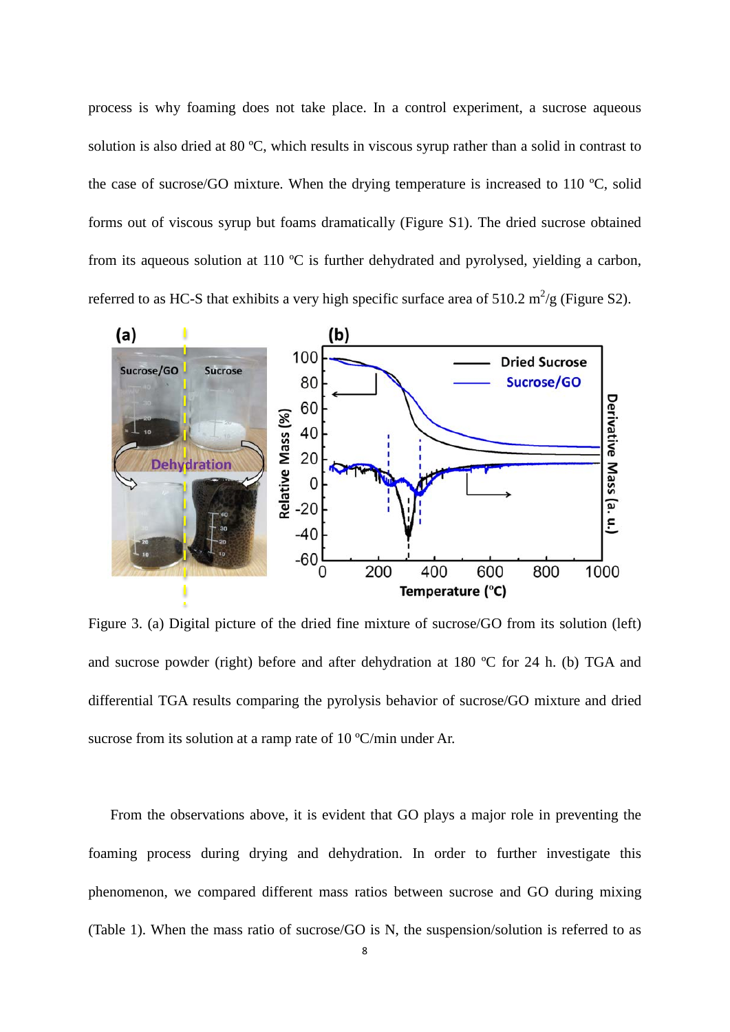process is why foaming does not take place. In a control experiment, a sucrose aqueous solution is also dried at 80 ºC, which results in viscous syrup rather than a solid in contrast to the case of sucrose/GO mixture. When the drying temperature is increased to 110 ºC, solid forms out of viscous syrup but foams dramatically (Figure S1). The dried sucrose obtained from its aqueous solution at 110 ºC is further dehydrated and pyrolysed, yielding a carbon, referred to as HC-S that exhibits a very high specific surface area of 510.2 $m^2/g$ (Figure S2).

Figure 3. (a) Digital picture of the dried fine mixture of sucrose/GO from its solution (left) and sucrose powder (right) before and after dehydration at 180 ºC for 24 h. (b) TGA and differential TGA results comparing the pyrolysis behavior of sucrose/GO mixture and dried sucrose from its solution at a ramp rate of 10 ºC/min under Ar.

From the observations above, it is evident that GO plays a major role in preventing the foaming process during drying and dehydration. In order to further investigate this phenomenon, we compared different mass ratios between sucrose and GO during mixing (Table 1). When the mass ratio of sucrose/GO is N, the suspension/solution is referred to as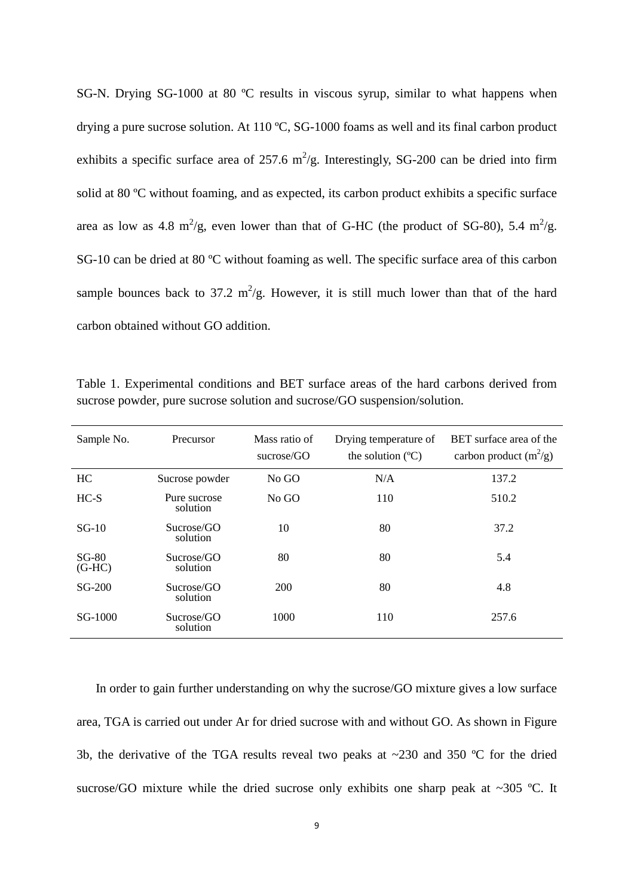SG-N. Drying SG-1000 at 80 ºC results in viscous syrup, similar to what happens when drying a pure sucrose solution. At 110 ºC, SG-1000 foams as well and its final carbon product exhibits a specific surface area of 257.6 $m^2/g$. Interestingly, SG-200 can be dried into firm solid at 80 ºC without foaming, and as expected, its carbon product exhibits a specific surface area as low as 4.8 $m^2/g$, even lower than that of G-HC (the product of SG-80), 5.4 $m^2/g$. SG-10 can be dried at 80 ºC without foaming as well. The specific surface area of this carbon sample bounces back to 37.2 $m^2/g$. However, it is still much lower than that of the hard carbon obtained without GO addition.

Table 1. Experimental conditions and BET surface areas of the hard carbons derived from sucrose powder, pure sucrose solution and sucrose/GO suspension/solution.

| Sample No. | Precursor | Mass ratio of sucrose/GO | Drying temperature of the solution (ºC) | BET surface area of the carbon product ($m^2/g$) |
|---|---|---|---|---|
| HC | Sucrose powder | No GO | N/A | 137.2 |
| HC-S | Pure sucrose solution | No GO | 110 | 510.2 |
| SG-10 | Sucrose/GO solution | 10 | 80 | 37.2 |
| SG-80 (G-HC) | Sucrose/GO solution | 80 | 80 | 5.4 |
| SG-200 | Sucrose/GO solution | 200 | 80 | 4.8 |
| SG-1000 | Sucrose/GO solution | 1000 | 110 | 257.6 |

In order to gain further understanding on why the sucrose/GO mixture gives a low surface area, TGA is carried out under Ar for dried sucrose with and without GO. As shown in Figure 3b, the derivative of the TGA results reveal two peaks at ~230 and 350 ºC for the dried sucrose/GO mixture while the dried sucrose only exhibits one sharp peak at ~305 ºC. It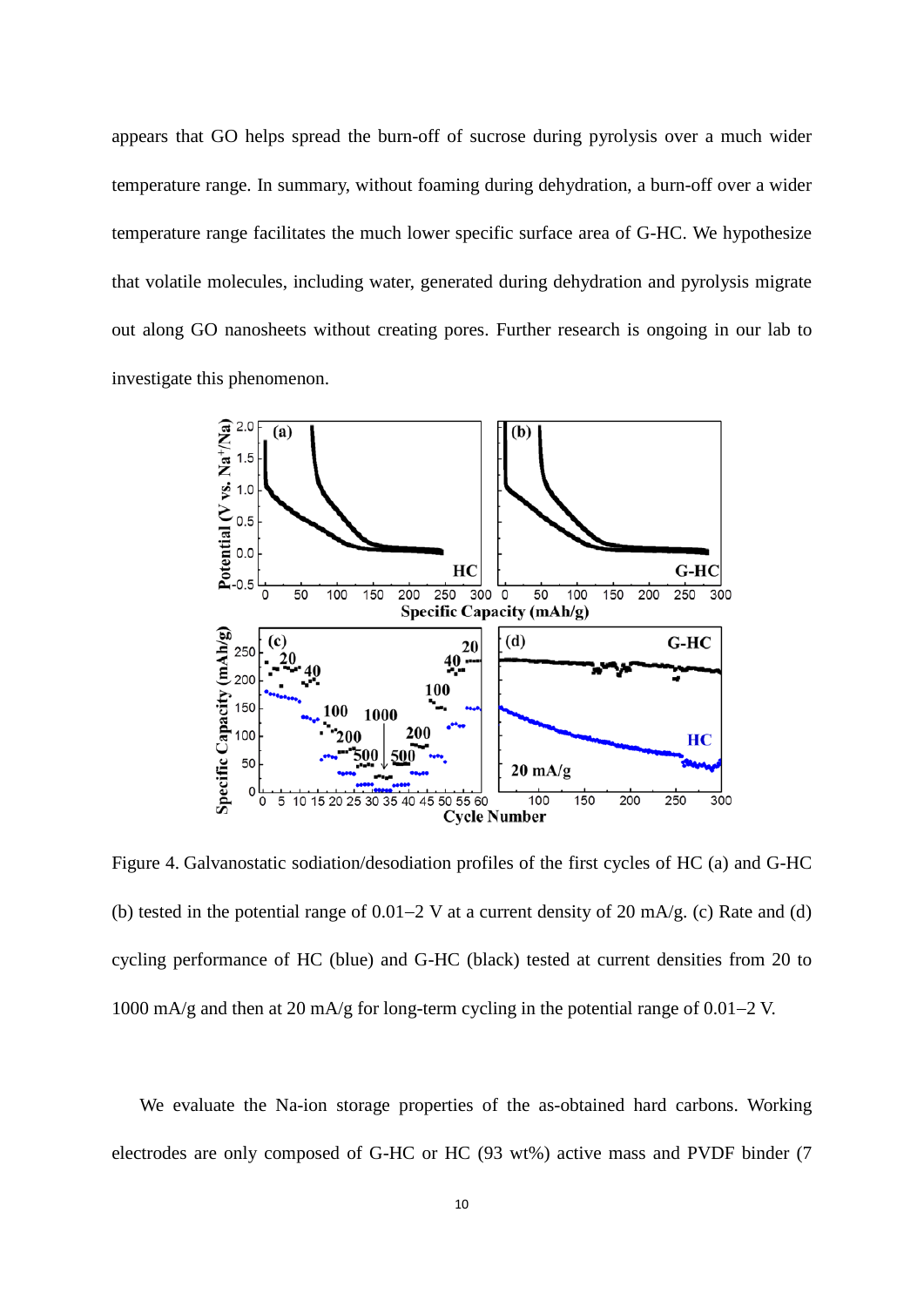appears that GO helps spread the burn-off of sucrose during pyrolysis over a much wider temperature range. In summary, without foaming during dehydration, a burn-off over a wider temperature range facilitates the much lower specific surface area of G-HC. We hypothesize that volatile molecules, including water, generated during dehydration and pyrolysis migrate out along GO nanosheets without creating pores. Further research is ongoing in our lab to investigate this phenomenon.

Figure 4. Galvanostatic sodiation/desodiation profiles of the first cycles of HC (a) and G-HC (b) tested in the potential range of 0.01–2 V at a current density of 20 mA/g. (c) Rate and (d) cycling performance of HC (blue) and G-HC (black) tested at current densities from 20 to 1000 mA/g and then at 20 mA/g for long-term cycling in the potential range of 0.01–2 V.

We evaluate the Na-ion storage properties of the as-obtained hard carbons. Working electrodes are only composed of G-HC or HC (93 wt%) active mass and PVDF binder (7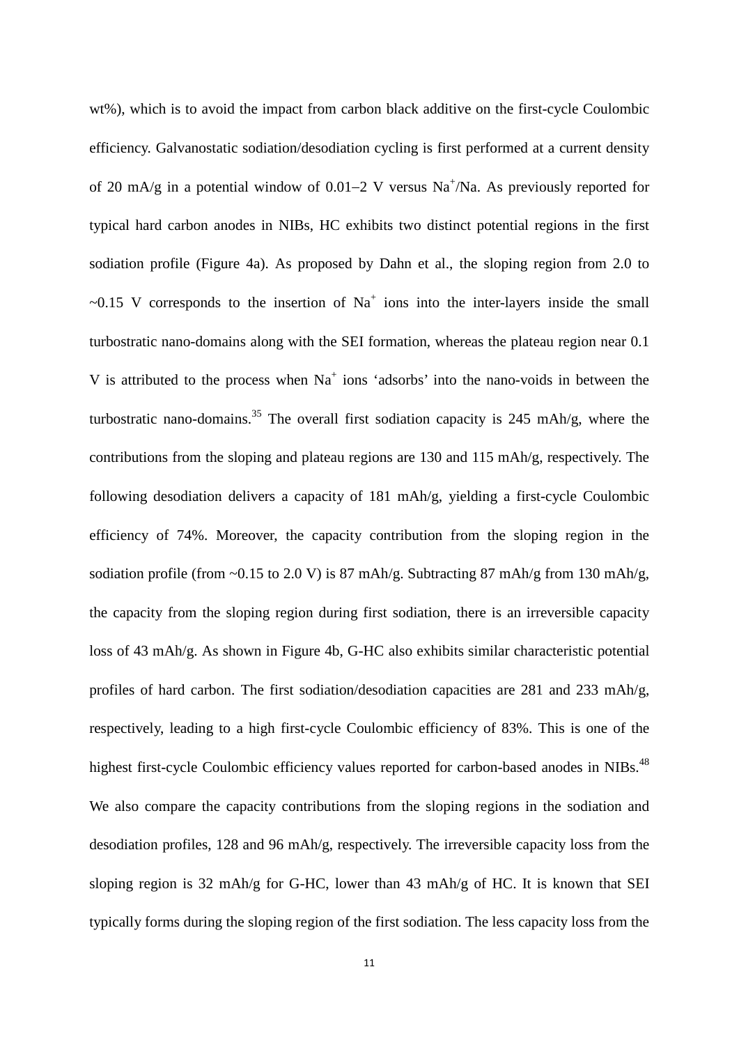wt%), which is to avoid the impact from carbon black additive on the first-cycle Coulombic efficiency. Galvanostatic sodiation/desodiation cycling is first performed at a current density of 20 mA/g in a potential window of 0.01–2 V versus $Na^+$/Na. As previously reported for typical hard carbon anodes in NIBs, HC exhibits two distinct potential regions in the first sodiation profile (Figure 4a). As proposed by Dahn et al., the sloping region from 2.0 to ~0.15 V corresponds to the insertion of $Na^+$ ions into the inter-layers inside the small turbostratic nano-domains along with the SEI formation, whereas the plateau region near 0.1 V is attributed to the process when $Na^+$ ions 'adsorbs' into the nano-voids in between the turbostratic nano-domains.[35] The overall first sodiation capacity is 245 mAh/g, where the contributions from the sloping and plateau regions are 130 and 115 mAh/g, respectively. The following desodiation delivers a capacity of 181 mAh/g, yielding a first-cycle Coulombic efficiency of 74%. Moreover, the capacity contribution from the sloping region in the sodiation profile (from ~0.15 to 2.0 V) is 87 mAh/g. Subtracting 87 mAh/g from 130 mAh/g, the capacity from the sloping region during first sodiation, there is an irreversible capacity loss of 43 mAh/g. As shown in Figure 4b, G-HC also exhibits similar characteristic potential profiles of hard carbon. The first sodiation/desodiation capacities are 281 and 233 mAh/g, respectively, leading to a high first-cycle Coulombic efficiency of 83%. This is one of the highest first-cycle Coulombic efficiency values reported for carbon-based anodes in NIBs.[48] We also compare the capacity contributions from the sloping regions in the sodiation and desodiation profiles, 128 and 96 mAh/g, respectively. The irreversible capacity loss from the sloping region is 32 mAh/g for G-HC, lower than 43 mAh/g of HC. It is known that SEI typically forms during the sloping region of the first sodiation. The less capacity loss from the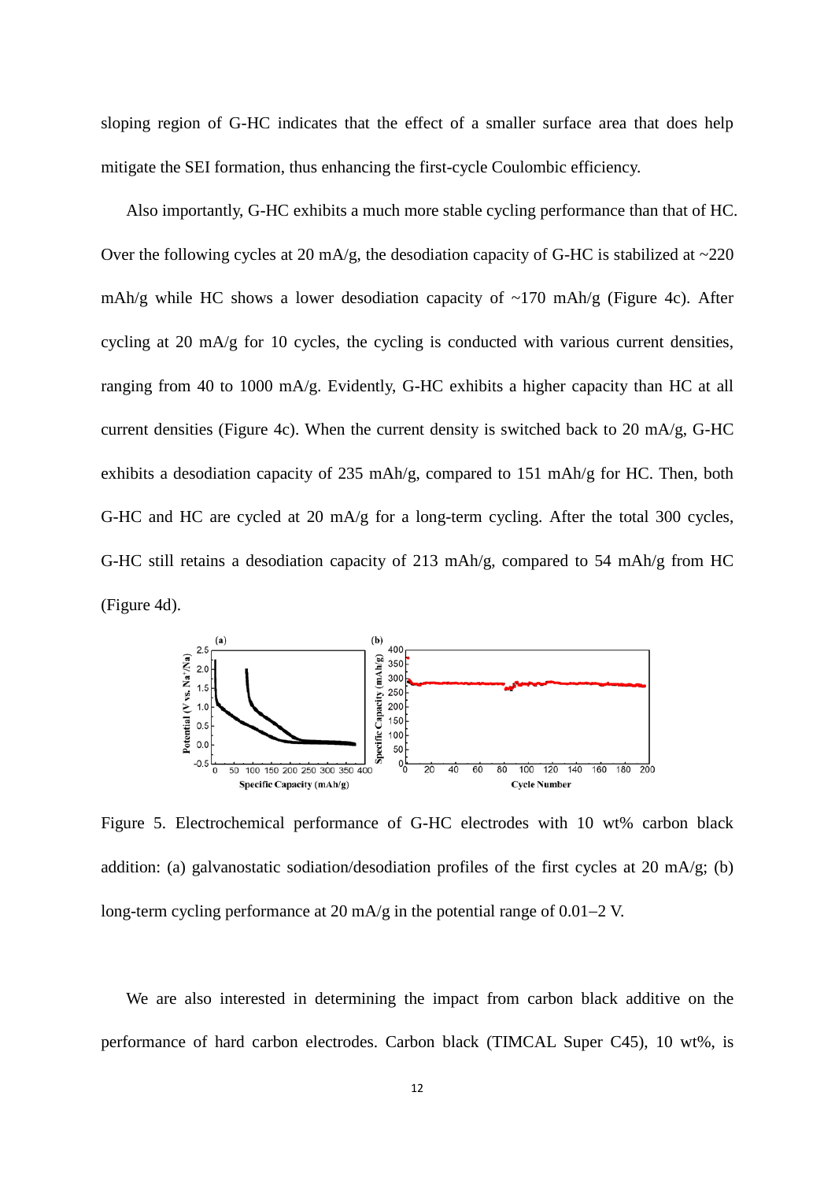sloping region of G-HC indicates that the effect of a smaller surface area that does help mitigate the SEI formation, thus enhancing the first-cycle Coulombic efficiency.

Also importantly, G-HC exhibits a much more stable cycling performance than that of HC. Over the following cycles at 20 mA/g, the desodiation capacity of G-HC is stabilized at ~220 mAh/g while HC shows a lower desodiation capacity of ~170 mAh/g (Figure 4c). After cycling at 20 mA/g for 10 cycles, the cycling is conducted with various current densities, ranging from 40 to 1000 mA/g. Evidently, G-HC exhibits a higher capacity than HC at all current densities (Figure 4c). When the current density is switched back to 20 mA/g, G-HC exhibits a desodiation capacity of 235 mAh/g, compared to 151 mAh/g for HC. Then, both G-HC and HC are cycled at 20 mA/g for a long-term cycling. After the total 300 cycles, G-HC still retains a desodiation capacity of 213 mAh/g, compared to 54 mAh/g from HC (Figure 4d).

Figure 5. Electrochemical performance of G-HC electrodes with 10 wt% carbon black addition: (a) galvanostatic sodiation/desodiation profiles of the first cycles at 20 mA/g; (b) long-term cycling performance at 20 mA/g in the potential range of 0.01–2 V.

We are also interested in determining the impact from carbon black additive on the performance of hard carbon electrodes. Carbon black (TIMCAL Super C45), 10 wt%, is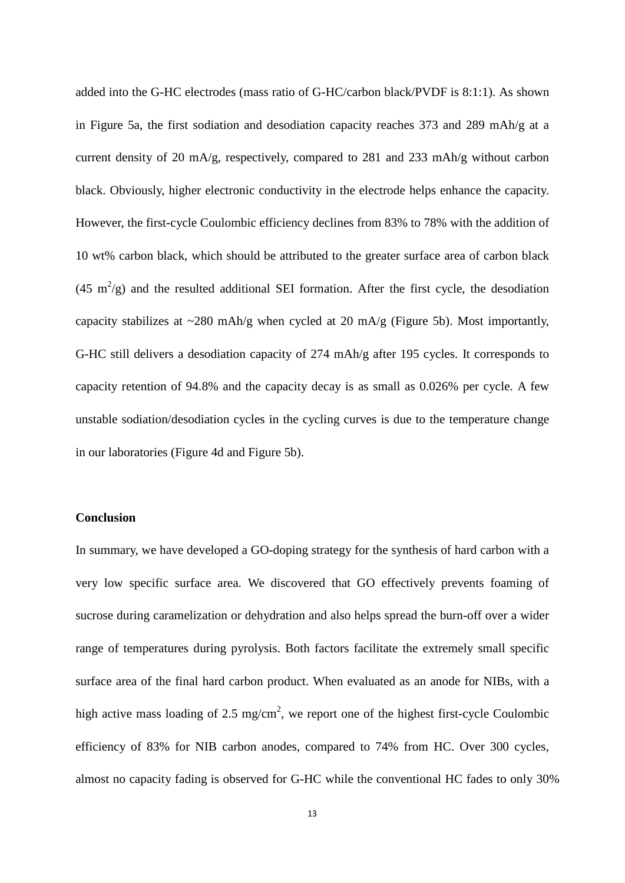added into the G-HC electrodes (mass ratio of G-HC/carbon black/PVDF is 8:1:1). As shown in Figure 5a, the first sodiation and desodiation capacity reaches 373 and 289 mAh/g at a current density of 20 mA/g, respectively, compared to 281 and 233 mAh/g without carbon black. Obviously, higher electronic conductivity in the electrode helps enhance the capacity. However, the first-cycle Coulombic efficiency declines from 83% to 78% with the addition of 10 wt% carbon black, which should be attributed to the greater surface area of carbon black (45 $m^2/g$) and the resulted additional SEI formation. After the first cycle, the desodiation capacity stabilizes at ~280 mAh/g when cycled at 20 mA/g (Figure 5b). Most importantly, G-HC still delivers a desodiation capacity of 274 mAh/g after 195 cycles. It corresponds to capacity retention of 94.8% and the capacity decay is as small as 0.026% per cycle. A few unstable sodiation/desodiation cycles in the cycling curves is due to the temperature change in our laboratories (Figure 4d and Figure 5b).

**Conclusion**

In summary, we have developed a GO-doping strategy for the synthesis of hard carbon with a very low specific surface area. We discovered that GO effectively prevents foaming of sucrose during caramelization or dehydration and also helps spread the burn-off over a wider range of temperatures during pyrolysis. Both factors facilitate the extremely small specific surface area of the final hard carbon product. When evaluated as an anode for NIBs, with a high active mass loading of 2.5 $mg/cm^2$, we report one of the highest first-cycle Coulombic efficiency of 83% for NIB carbon anodes, compared to 74% from HC. Over 300 cycles, almost no capacity fading is observed for G-HC while the conventional HC fades to only 30%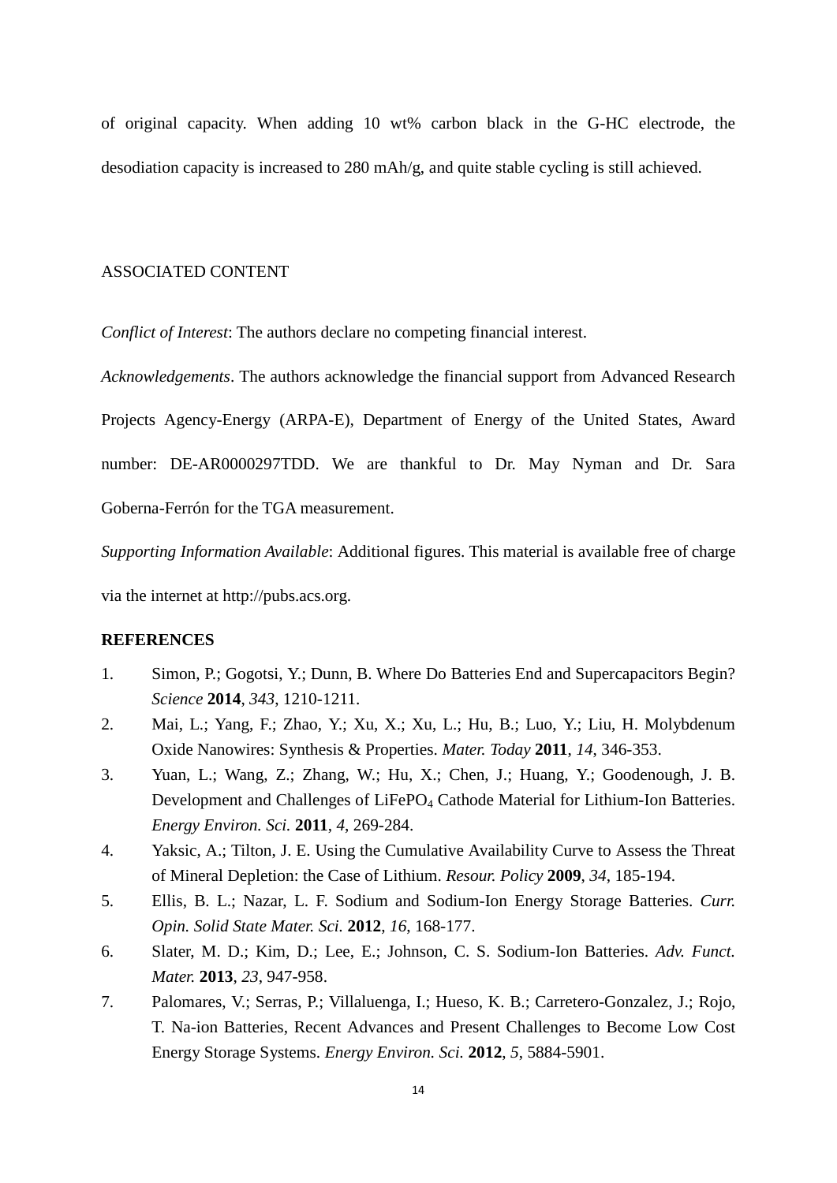of original capacity. When adding 10 wt% carbon black in the G-HC electrode, the desodiation capacity is increased to 280 mAh/g, and quite stable cycling is still achieved.

ASSOCIATED CONTENT

*Conflict of Interest*: The authors declare no competing financial interest.

*Acknowledgements*. The authors acknowledge the financial support from Advanced Research Projects Agency-Energy (ARPA-E), Department of Energy of the United States, Award number: DE-AR0000297TDD. We are thankful to Dr. May Nyman and Dr. Sara Goberna-Ferrón for the TGA measurement.

*Supporting Information Available*: Additional figures. This material is available free of charge via the internet at http://pubs.acs.org.

**REFERENCES**

1. Simon, P.; Gogotsi, Y.; Dunn, B. Where Do Batteries End and Supercapacitors Begin? *Science* **2014**, *343*, 1210-1211.
2. Mai, L.; Yang, F.; Zhao, Y.; Xu, X.; Xu, L.; Hu, B.; Luo, Y.; Liu, H. Molybdenum Oxide Nanowires: Synthesis & Properties. *Mater. Today* **2011**, *14*, 346-353.
3. Yuan, L.; Wang, Z.; Zhang, W.; Hu, X.; Chen, J.; Huang, Y.; Goodenough, J. B. Development and Challenges of $LiFePO_4$ Cathode Material for Lithium-Ion Batteries. *Energy Environ. Sci.* **2011**, *4*, 269-284.
4. Yaksic, A.; Tilton, J. E. Using the Cumulative Availability Curve to Assess the Threat of Mineral Depletion: the Case of Lithium. *Resour. Policy* **2009**, *34*, 185-194.
5. Ellis, B. L.; Nazar, L. F. Sodium and Sodium-Ion Energy Storage Batteries. *Curr. Opin. Solid State Mater. Sci.* **2012**, *16*, 168-177.
6. Slater, M. D.; Kim, D.; Lee, E.; Johnson, C. S. Sodium-Ion Batteries. *Adv. Funct. Mater.* **2013**, *23*, 947-958.
7. Palomares, V.; Serras, P.; Villaluenga, I.; Hueso, K. B.; Carretero-Gonzalez, J.; Rojo, T. Na-ion Batteries, Recent Advances and Present Challenges to Become Low Cost Energy Storage Systems. *Energy Environ. Sci.* **2012**, *5*, 5884-5901.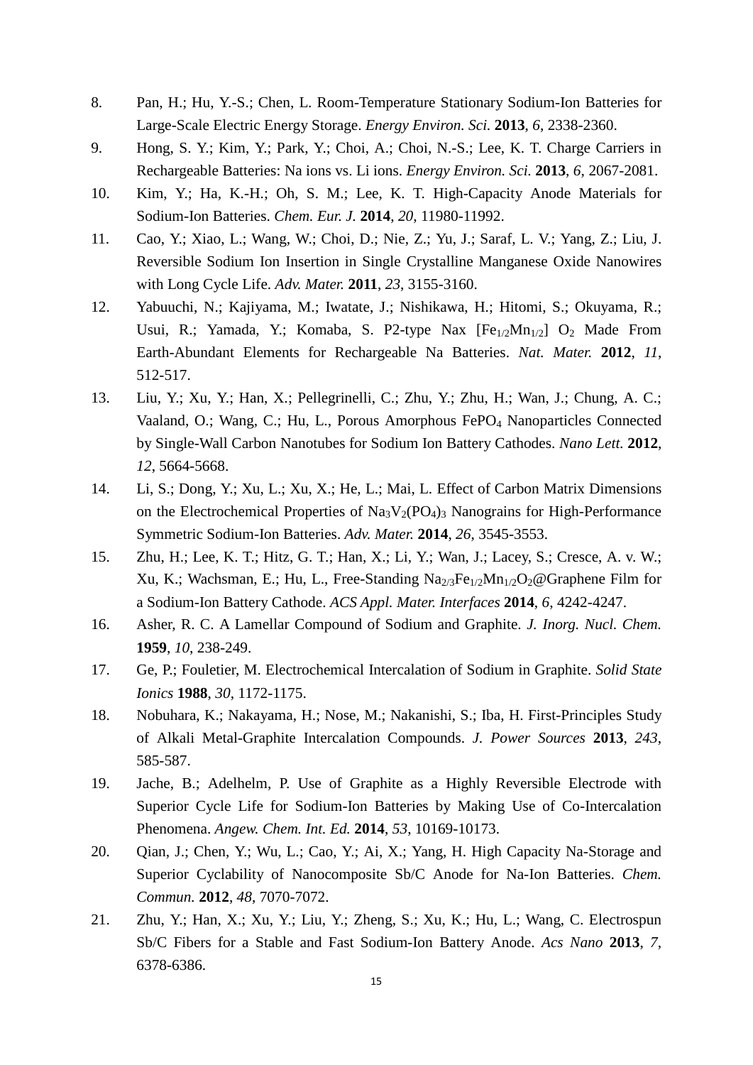8. Pan, H.; Hu, Y.-S.; Chen, L. Room-Temperature Stationary Sodium-Ion Batteries for Large-Scale Electric Energy Storage. *Energy Environ. Sci.* **2013**, *6*, 2338-2360.
9. Hong, S. Y.; Kim, Y.; Park, Y.; Choi, A.; Choi, N.-S.; Lee, K. T. Charge Carriers in Rechargeable Batteries: Na ions vs. Li ions. *Energy Environ. Sci.* **2013**, *6*, 2067-2081.
10. Kim, Y.; Ha, K.-H.; Oh, S. M.; Lee, K. T. High-Capacity Anode Materials for Sodium-Ion Batteries. *Chem. Eur. J.* **2014**, *20*, 11980-11992.
11. Cao, Y.; Xiao, L.; Wang, W.; Choi, D.; Nie, Z.; Yu, J.; Saraf, L. V.; Yang, Z.; Liu, J. Reversible Sodium Ion Insertion in Single Crystalline Manganese Oxide Nanowires with Long Cycle Life. *Adv. Mater.* **2011**, *23*, 3155-3160.
12. Yabuuchi, N.; Kajiyama, M.; Iwatate, J.; Nishikawa, H.; Hitomi, S.; Okuyama, R.; Usui, R.; Yamada, Y.; Komaba, S. P2-type Nax [$Fe_{1/2}Mn_{1/2}$] $O_2$ Made From Earth-Abundant Elements for Rechargeable Na Batteries. *Nat. Mater.* **2012**, *11*, 512-517.
13. Liu, Y.; Xu, Y.; Han, X.; Pellegrinelli, C.; Zhu, Y.; Zhu, H.; Wan, J.; Chung, A. C.; Vaaland, O.; Wang, C.; Hu, L., Porous Amorphous $FePO_4$ Nanoparticles Connected by Single-Wall Carbon Nanotubes for Sodium Ion Battery Cathodes. *Nano Lett.* **2012**, *12*, 5664-5668.
14. Li, S.; Dong, Y.; Xu, L.; Xu, X.; He, L.; Mai, L. Effect of Carbon Matrix Dimensions on the Electrochemical Properties of $Na_3V_2(PO_4)_3$ Nanograins for High-Performance Symmetric Sodium-Ion Batteries. *Adv. Mater.* **2014**, *26*, 3545-3553.
15. Zhu, H.; Lee, K. T.; Hitz, G. T.; Han, X.; Li, Y.; Wan, J.; Lacey, S.; Cresce, A. v. W.; Xu, K.; Wachsman, E.; Hu, L., Free-Standing $Na_{2/3}Fe_{1/2}Mn_{1/2}O_2$@Graphene Film for a Sodium-Ion Battery Cathode. *ACS Appl. Mater. Interfaces* **2014**, *6*, 4242-4247.
16. Asher, R. C. A Lamellar Compound of Sodium and Graphite. *J. Inorg. Nucl. Chem.* **1959**, *10*, 238-249.
17. Ge, P.; Fouletier, M. Electrochemical Intercalation of Sodium in Graphite. *Solid State Ionics* **1988**, *30*, 1172-1175.
18. Nobuhara, K.; Nakayama, H.; Nose, M.; Nakanishi, S.; Iba, H. First-Principles Study of Alkali Metal-Graphite Intercalation Compounds. *J. Power Sources* **2013**, *243*, 585-587.
19. Jache, B.; Adelhelm, P. Use of Graphite as a Highly Reversible Electrode with Superior Cycle Life for Sodium-Ion Batteries by Making Use of Co-Intercalation Phenomena. *Angew. Chem. Int. Ed.* **2014**, *53*, 10169-10173.
20. Qian, J.; Chen, Y.; Wu, L.; Cao, Y.; Ai, X.; Yang, H. High Capacity Na-Storage and Superior Cyclability of Nanocomposite Sb/C Anode for Na-Ion Batteries. *Chem. Commun.* **2012**, *48*, 7070-7072.
21. Zhu, Y.; Han, X.; Xu, Y.; Liu, Y.; Zheng, S.; Xu, K.; Hu, L.; Wang, C. Electrospun Sb/C Fibers for a Stable and Fast Sodium-Ion Battery Anode. *Acs Nano* **2013**, *7*, 6378-6386.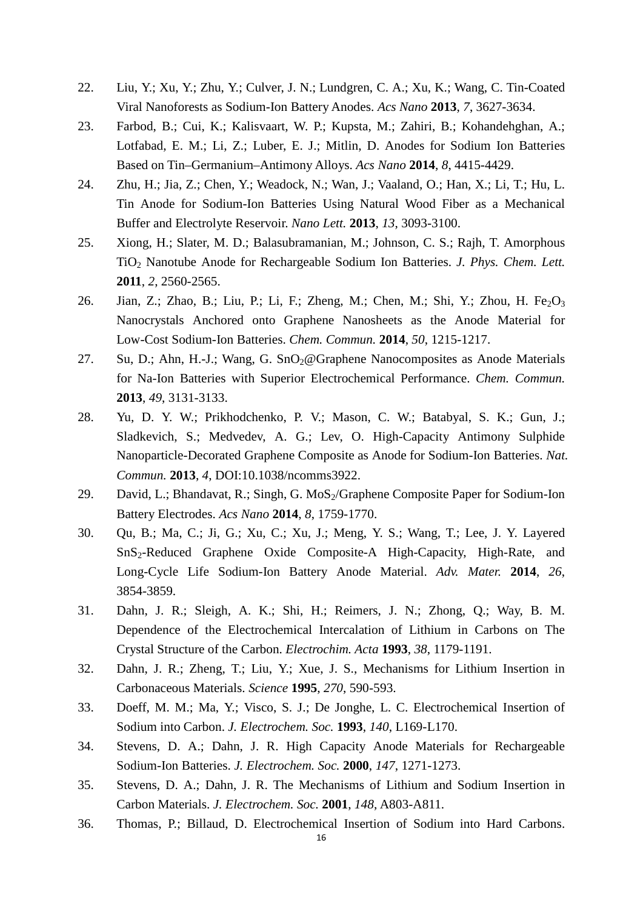22. Liu, Y.; Xu, Y.; Zhu, Y.; Culver, J. N.; Lundgren, C. A.; Xu, K.; Wang, C. Tin-Coated Viral Nanoforests as Sodium-Ion Battery Anodes. *Acs Nano* **2013**, *7*, 3627-3634.
23. Farbod, B.; Cui, K.; Kalisvaart, W. P.; Kupsta, M.; Zahiri, B.; Kohandehghan, A.; Lotfabad, E. M.; Li, Z.; Luber, E. J.; Mitlin, D. Anodes for Sodium Ion Batteries Based on Tin–Germanium–Antimony Alloys. *Acs Nano* **2014**, *8*, 4415-4429.
24. Zhu, H.; Jia, Z.; Chen, Y.; Weadock, N.; Wan, J.; Vaaland, O.; Han, X.; Li, T.; Hu, L. Tin Anode for Sodium-Ion Batteries Using Natural Wood Fiber as a Mechanical Buffer and Electrolyte Reservoir. *Nano Lett.* **2013**, *13*, 3093-3100.
25. Xiong, H.; Slater, M. D.; Balasubramanian, M.; Johnson, C. S.; Rajh, T. Amorphous $TiO_2$ Nanotube Anode for Rechargeable Sodium Ion Batteries. *J. Phys. Chem. Lett.* **2011**, *2*, 2560-2565.
26. Jian, Z.; Zhao, B.; Liu, P.; Li, F.; Zheng, M.; Chen, M.; Shi, Y.; Zhou, H. $Fe_2O_3$ Nanocrystals Anchored onto Graphene Nanosheets as the Anode Material for Low-Cost Sodium-Ion Batteries. *Chem. Commun.* **2014**, *50*, 1215-1217.
27. Su, D.; Ahn, H.-J.; Wang, G. $SnO_2$@Graphene Nanocomposites as Anode Materials for Na-Ion Batteries with Superior Electrochemical Performance. *Chem. Commun.* **2013**, *49*, 3131-3133.
28. Yu, D. Y. W.; Prikhodchenko, P. V.; Mason, C. W.; Batabyal, S. K.; Gun, J.; Sladkevich, S.; Medvedev, A. G.; Lev, O. High-Capacity Antimony Sulphide Nanoparticle-Decorated Graphene Composite as Anode for Sodium-Ion Batteries. *Nat. Commun.* **2013**, *4*, DOI:10.1038/ncomms3922.
29. David, L.; Bhandavat, R.; Singh, G. $MoS_2$/Graphene Composite Paper for Sodium-Ion Battery Electrodes. *Acs Nano* **2014**, *8*, 1759-1770.
30. Qu, B.; Ma, C.; Ji, G.; Xu, C.; Xu, J.; Meng, Y. S.; Wang, T.; Lee, J. Y. Layered $SnS_2$-Reduced Graphene Oxide Composite-A High-Capacity, High-Rate, and Long-Cycle Life Sodium-Ion Battery Anode Material. *Adv. Mater.* **2014**, *26*, 3854-3859.
31. Dahn, J. R.; Sleigh, A. K.; Shi, H.; Reimers, J. N.; Zhong, Q.; Way, B. M. Dependence of the Electrochemical Intercalation of Lithium in Carbons on The Crystal Structure of the Carbon. *Electrochim. Acta* **1993**, *38*, 1179-1191.
32. Dahn, J. R.; Zheng, T.; Liu, Y.; Xue, J. S., Mechanisms for Lithium Insertion in Carbonaceous Materials. *Science* **1995**, *270*, 590-593.
33. Doeff, M. M.; Ma, Y.; Visco, S. J.; De Jonghe, L. C. Electrochemical Insertion of Sodium into Carbon. *J. Electrochem. Soc.* **1993**, *140*, L169-L170.
34. Stevens, D. A.; Dahn, J. R. High Capacity Anode Materials for Rechargeable Sodium-Ion Batteries. *J. Electrochem. Soc.* **2000**, *147*, 1271-1273.
35. Stevens, D. A.; Dahn, J. R. The Mechanisms of Lithium and Sodium Insertion in Carbon Materials. *J. Electrochem. Soc.* **2001**, *148*, A803-A811.
36. Thomas, P.; Billaud, D. Electrochemical Insertion of Sodium into Hard Carbons.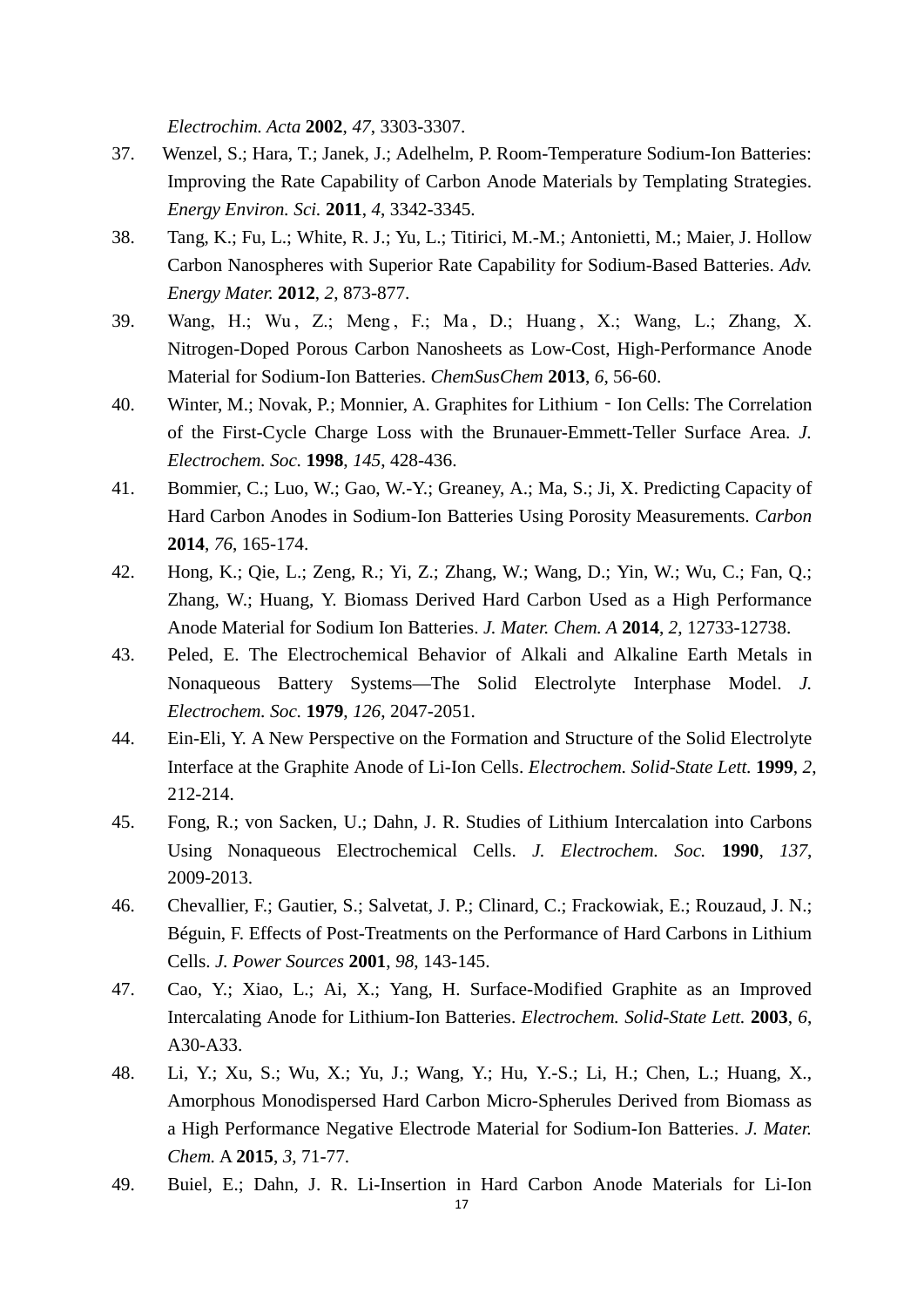*Electrochim. Acta* **2002**, *47*, 3303-3307.

37. Wenzel, S.; Hara, T.; Janek, J.; Adelhelm, P. Room-Temperature Sodium-Ion Batteries: Improving the Rate Capability of Carbon Anode Materials by Templating Strategies. *Energy Environ. Sci.* **2011**, *4*, 3342-3345.
38. Tang, K.; Fu, L.; White, R. J.; Yu, L.; Titirici, M.-M.; Antonietti, M.; Maier, J. Hollow Carbon Nanospheres with Superior Rate Capability for Sodium-Based Batteries. *Adv. Energy Mater.* **2012**, *2*, 873-877.
39. Wang, H.; Wu, Z.; Meng, F.; Ma, D.; Huang, X.; Wang, L.; Zhang, X. Nitrogen-Doped Porous Carbon Nanosheets as Low-Cost, High-Performance Anode Material for Sodium-Ion Batteries. *ChemSusChem* **2013**, *6*, 56-60.
40. Winter, M.; Novak, P.; Monnier, A. Graphites for Lithium‐Ion Cells: The Correlation of the First-Cycle Charge Loss with the Brunauer-Emmett-Teller Surface Area. *J. Electrochem. Soc.* **1998**, *145*, 428-436.
41. Bommier, C.; Luo, W.; Gao, W.-Y.; Greaney, A.; Ma, S.; Ji, X. Predicting Capacity of Hard Carbon Anodes in Sodium-Ion Batteries Using Porosity Measurements. *Carbon* **2014**, *76*, 165-174.
42. Hong, K.; Qie, L.; Zeng, R.; Yi, Z.; Zhang, W.; Wang, D.; Yin, W.; Wu, C.; Fan, Q.; Zhang, W.; Huang, Y. Biomass Derived Hard Carbon Used as a High Performance Anode Material for Sodium Ion Batteries. *J. Mater. Chem. A* **2014**, *2*, 12733-12738.
43. Peled, E. The Electrochemical Behavior of Alkali and Alkaline Earth Metals in Nonaqueous Battery Systems—The Solid Electrolyte Interphase Model. *J. Electrochem. Soc.* **1979**, *126*, 2047-2051.
44. Ein-Eli, Y. A New Perspective on the Formation and Structure of the Solid Electrolyte Interface at the Graphite Anode of Li-Ion Cells. *Electrochem. Solid-State Lett.* **1999**, *2*, 212-214.
45. Fong, R.; von Sacken, U.; Dahn, J. R. Studies of Lithium Intercalation into Carbons Using Nonaqueous Electrochemical Cells. *J. Electrochem. Soc.* **1990**, *137*, 2009-2013.
46. Chevallier, F.; Gautier, S.; Salvetat, J. P.; Clinard, C.; Frackowiak, E.; Rouzaud, J. N.; Béguin, F. Effects of Post-Treatments on the Performance of Hard Carbons in Lithium Cells. *J. Power Sources* **2001**, *98*, 143-145.
47. Cao, Y.; Xiao, L.; Ai, X.; Yang, H. Surface-Modified Graphite as an Improved Intercalating Anode for Lithium-Ion Batteries. *Electrochem. Solid-State Lett.* **2003**, *6*, A30-A33.
48. Li, Y.; Xu, S.; Wu, X.; Yu, J.; Wang, Y.; Hu, Y.-S.; Li, H.; Chen, L.; Huang, X., Amorphous Monodispersed Hard Carbon Micro-Spherules Derived from Biomass as a High Performance Negative Electrode Material for Sodium-Ion Batteries. *J. Mater. Chem.* A **2015**, *3*, 71-77.
49. Buiel, E.; Dahn, J. R. Li-Insertion in Hard Carbon Anode Materials for Li-Ion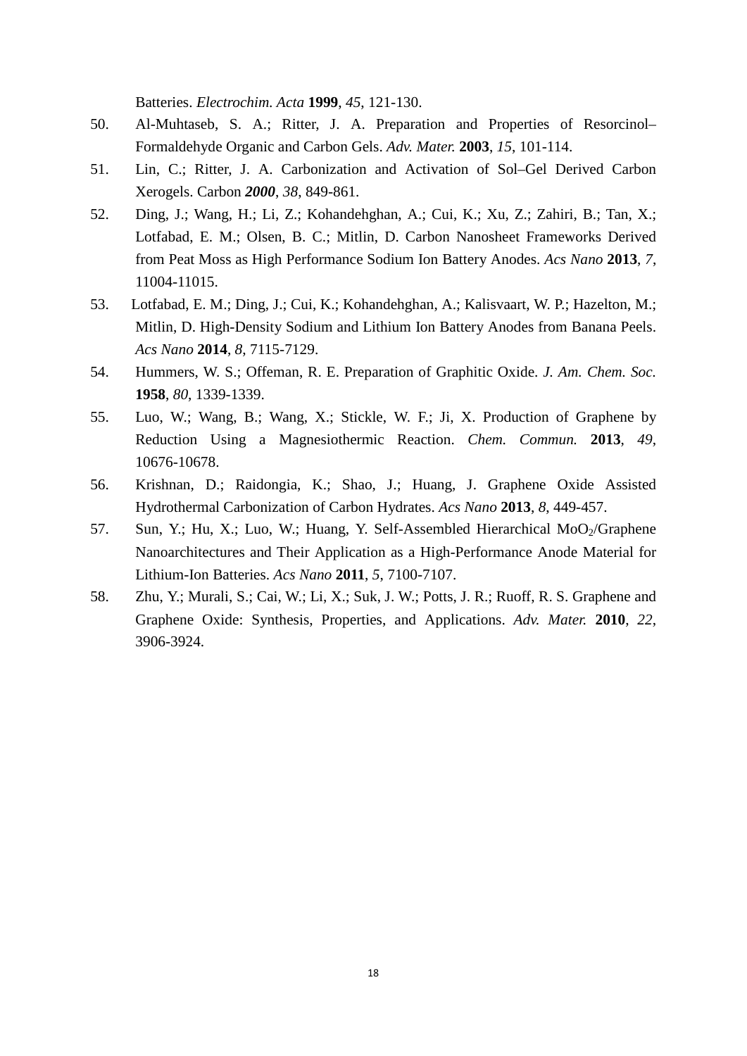Batteries. *Electrochim. Acta* **1999**, *45*, 121-130.

50. Al-Muhtaseb, S. A.; Ritter, J. A. Preparation and Properties of Resorcinol–Formaldehyde Organic and Carbon Gels. *Adv. Mater.* **2003**, *15*, 101-114.
51. Lin, C.; Ritter, J. A. Carbonization and Activation of Sol–Gel Derived Carbon Xerogels. Carbon ***2000***, *38*, 849-861.
52. Ding, J.; Wang, H.; Li, Z.; Kohandehghan, A.; Cui, K.; Xu, Z.; Zahiri, B.; Tan, X.; Lotfabad, E. M.; Olsen, B. C.; Mitlin, D. Carbon Nanosheet Frameworks Derived from Peat Moss as High Performance Sodium Ion Battery Anodes. *Acs Nano* **2013**, *7*, 11004-11015.
53. Lotfabad, E. M.; Ding, J.; Cui, K.; Kohandehghan, A.; Kalisvaart, W. P.; Hazelton, M.; Mitlin, D. High-Density Sodium and Lithium Ion Battery Anodes from Banana Peels. *Acs Nano* **2014**, *8*, 7115-7129.
54. Hummers, W. S.; Offeman, R. E. Preparation of Graphitic Oxide. *J. Am. Chem. Soc.* **1958**, *80*, 1339-1339.
55. Luo, W.; Wang, B.; Wang, X.; Stickle, W. F.; Ji, X. Production of Graphene by Reduction Using a Magnesiothermic Reaction. *Chem. Commun.* **2013**, *49*, 10676-10678.
56. Krishnan, D.; Raidongia, K.; Shao, J.; Huang, J. Graphene Oxide Assisted Hydrothermal Carbonization of Carbon Hydrates. *Acs Nano* **2013**, *8*, 449-457.
57. Sun, Y.; Hu, X.; Luo, W.; Huang, Y. Self-Assembled Hierarchical $MoO_2$/Graphene Nanoarchitectures and Their Application as a High-Performance Anode Material for Lithium-Ion Batteries. *Acs Nano* **2011**, *5*, 7100-7107.
58. Zhu, Y.; Murali, S.; Cai, W.; Li, X.; Suk, J. W.; Potts, J. R.; Ruoff, R. S. Graphene and Graphene Oxide: Synthesis, Properties, and Applications. *Adv. Mater.* **2010**, *22*, 3906-3924.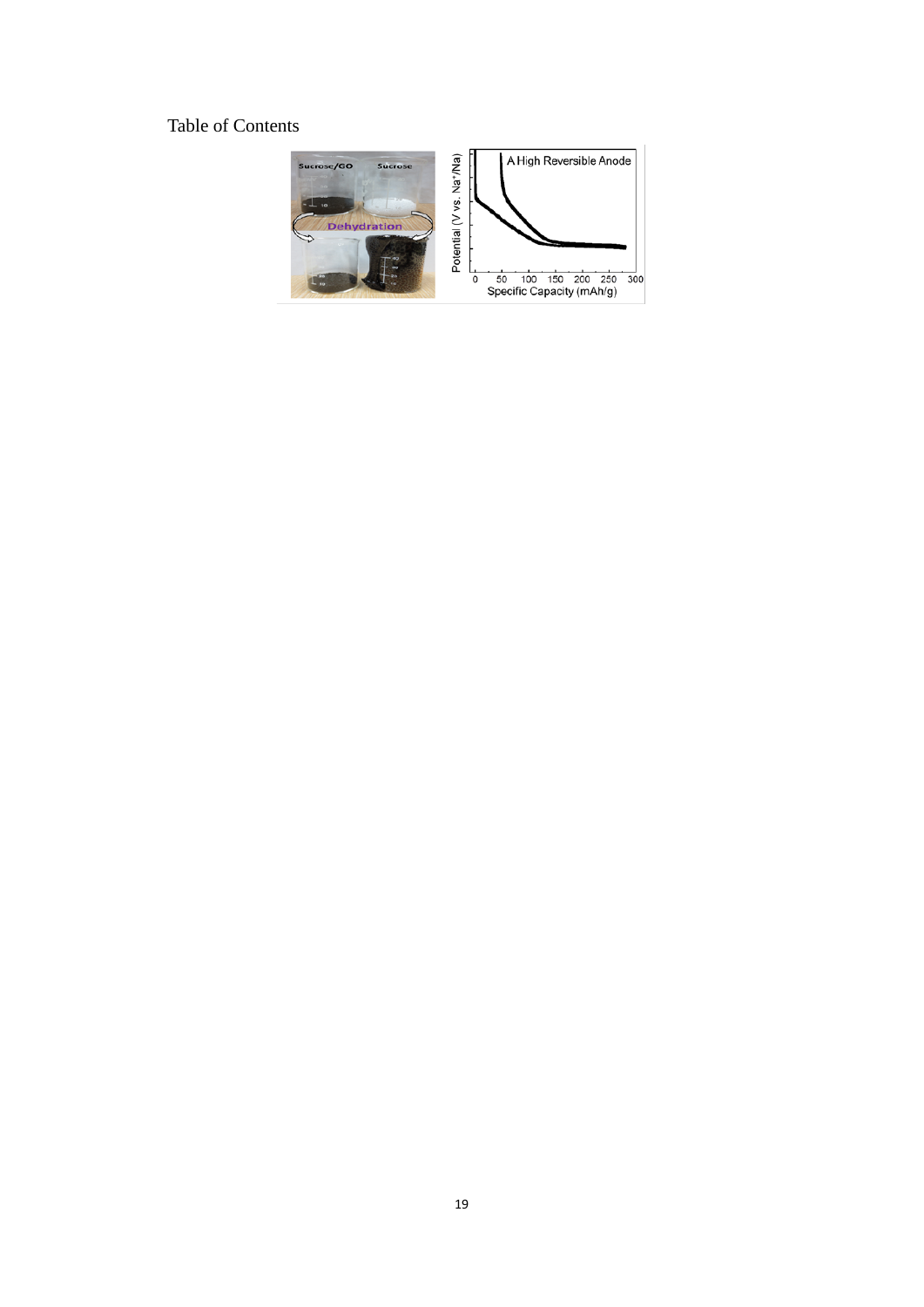Table of Contents

Sucrose/GO

Sucrose

Dehydration

A High Reversible Anode

Potential (V vs. $Na^+/Na$)

0 50 100 150 200 250 300

Specific Capacity (mAh/g)